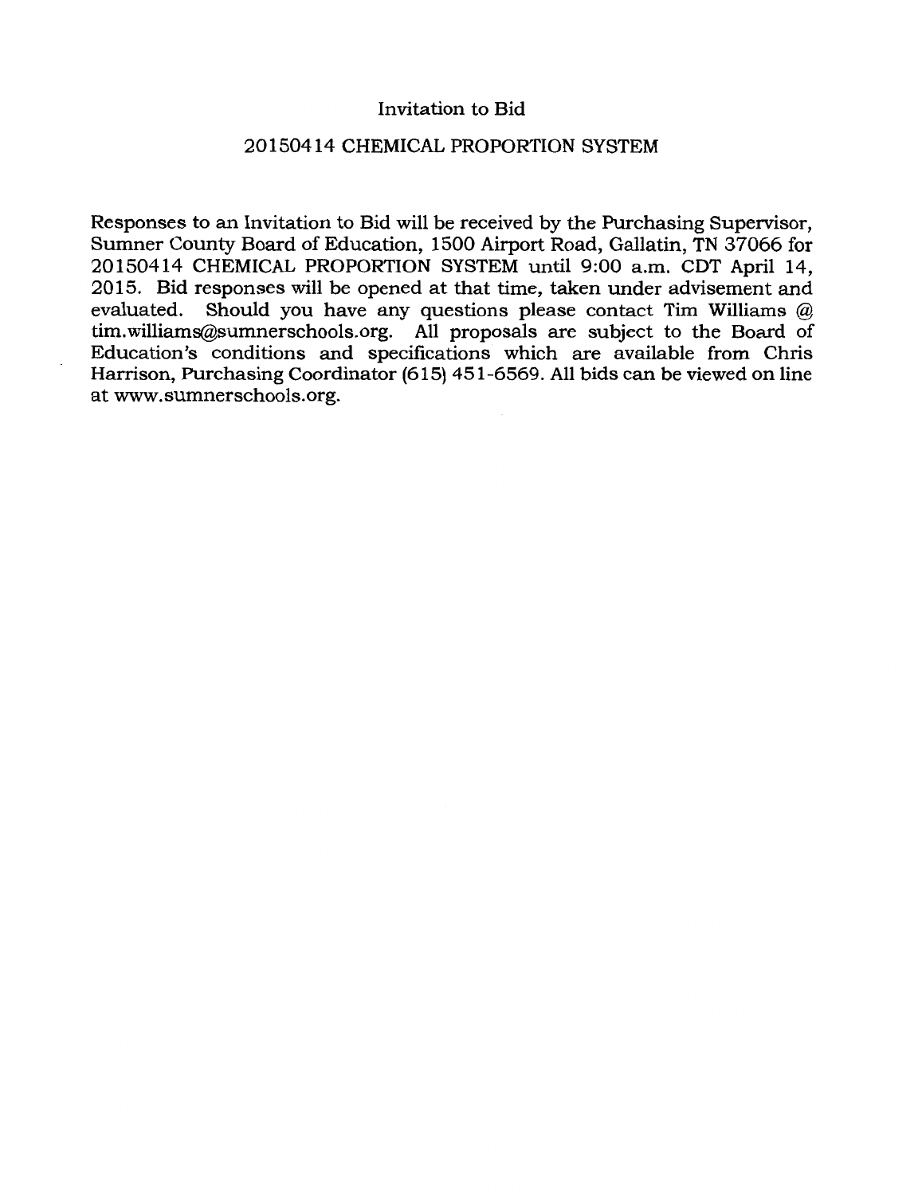# Invitation to Bid

## 20150414 CHEMICAL PROPORTION SYSTEM

Responses to an Invitation to Bid will be received by the Purchasing Supervisor, Sumner County Board of Education, 1500 Airport Road, Gallatin, TN 37066 for 20150414 CHEMICAL PROPORTION SYSTEM until 9:00 a.m. CDT April 14, 2015. Bid responses will be opened at that time, taken under advisement and evaluated. Should you have any questions please contact Tim Williams @ tim.williams@sumnerschools.org. All proposals are subject to the Board of Education's conditions and specifications which are available from Chris Harrison, Purchasing Coordinator (615) 451-6569. All bids can be viewed on line at www.sumnerschools.org.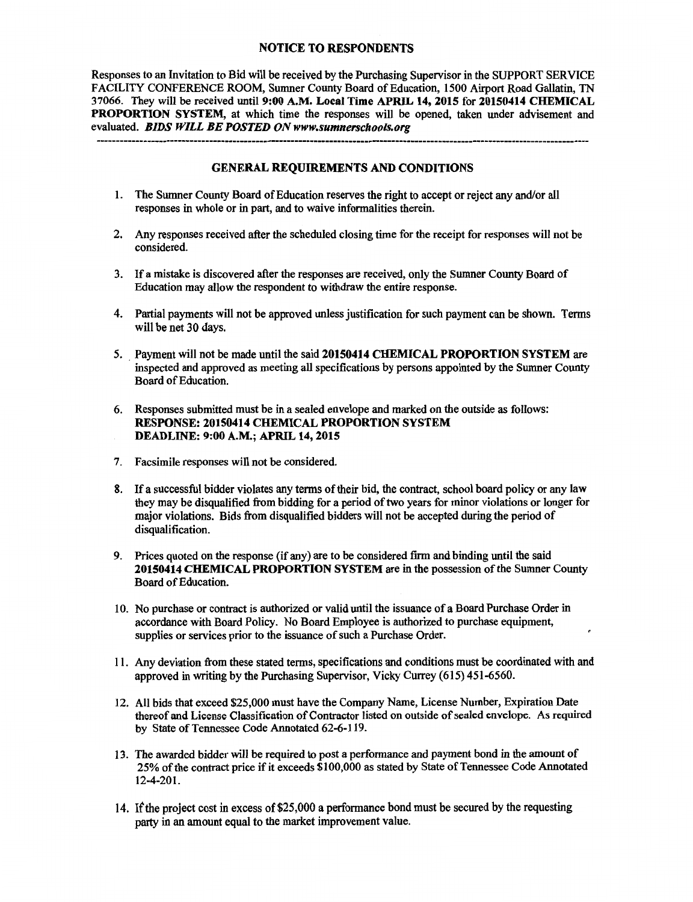## NOTICE TO RESPONDENTS

Responses to an Invitation to Bid will be received by the Purchasing Supervisor in the SUPPORT SERVICE FACILITY CONFERENCE ROOM, Sumner County Board of Education, 1500 Airport Road Gallatin, TN 37066. They will be received until **9:00 A.M. Local Time APRIL 14, 2015** for **20150414 CHEMICAL PROPORTION SYSTEM**, at which time the responses will be opened, taken under advisement and evaluated. ***BIDS WILL BE POSTED ON www.sumnerschools.org***

---

## GENERAL REQUIREMENTS AND CONDITIONS

1. The Sumner County Board of Education reserves the right to accept or reject any and/or all responses in whole or in part, and to waive informalities therein.

2. Any responses received after the scheduled closing time for the receipt for responses will not be considered.

3. If a mistake is discovered after the responses are received, only the Sumner County Board of Education may allow the respondent to withdraw the entire response.

4. Partial payments will not be approved unless justification for such payment can be shown. Terms will be net 30 days.

5. Payment will not be made until the said **20150414 CHEMICAL PROPORTION SYSTEM** are inspected and approved as meeting all specifications by persons appointed by the Sumner County Board of Education.

6. Responses submitted must be in a sealed envelope and marked on the outside as follows:
   **RESPONSE: 20150414 CHEMICAL PROPORTION SYSTEM**
   **DEADLINE: 9:00 A.M.; APRIL 14, 2015**

7. Facsimile responses will not be considered.

8. If a successful bidder violates any terms of their bid, the contract, school board policy or any law they may be disqualified from bidding for a period of two years for minor violations or longer for major violations. Bids from disqualified bidders will not be accepted during the period of disqualification.

9. Prices quoted on the response (if any) are to be considered firm and binding until the said **20150414 CHEMICAL PROPORTION SYSTEM** are in the possession of the Sumner County Board of Education.

10. No purchase or contract is authorized or valid until the issuance of a Board Purchase Order in accordance with Board Policy. No Board Employee is authorized to purchase equipment, supplies or services prior to the issuance of such a Purchase Order.

11. Any deviation from these stated terms, specifications and conditions must be coordinated with and approved in writing by the Purchasing Supervisor, Vicky Currey (615) 451-6560.

12. All bids that exceed $25,000 must have the Company Name, License Number, Expiration Date thereof and License Classification of Contractor listed on outside of sealed envelope. As required by State of Tennessee Code Annotated 62-6-119.

13. The awarded bidder will be required to post a performance and payment bond in the amount of 25% of the contract price if it exceeds $100,000 as stated by State of Tennessee Code Annotated 12-4-201.

14. If the project cost in excess of $25,000 a performance bond must be secured by the requesting party in an amount equal to the market improvement value.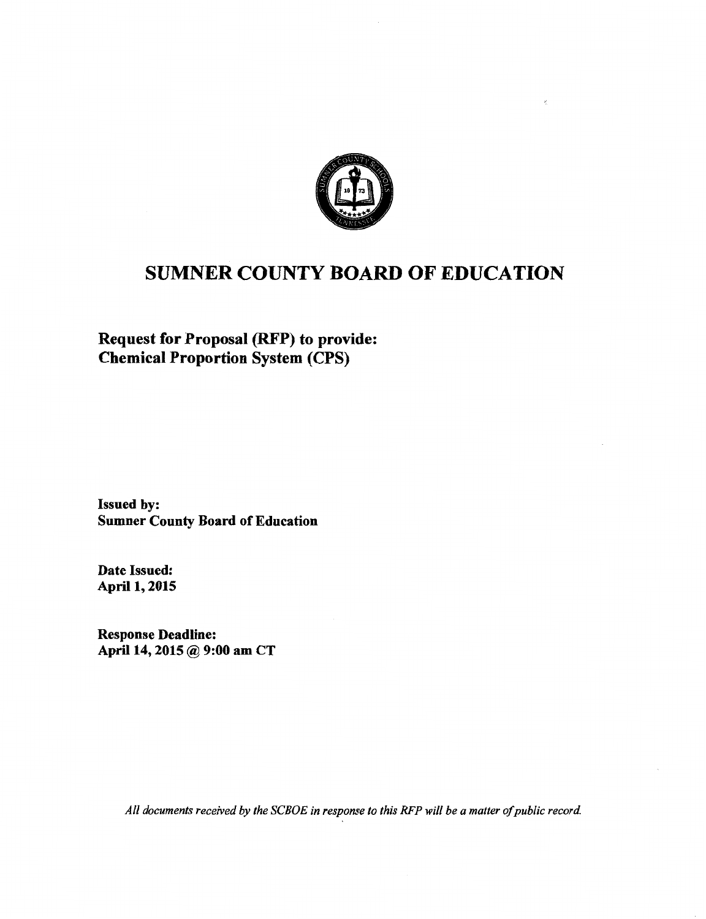# SUMNER COUNTY BOARD OF EDUCATION

**Request for Proposal (RFP) to provide:**
**Chemical Proportion System (CPS)**

**Issued by:**
**Sumner County Board of Education**

**Date Issued:**
**April 1, 2015**

**Response Deadline:**
**April 14, 2015 @ 9:00 am CT**

*All documents received by the SCBOE in response to this RFP will be a matter of public record.*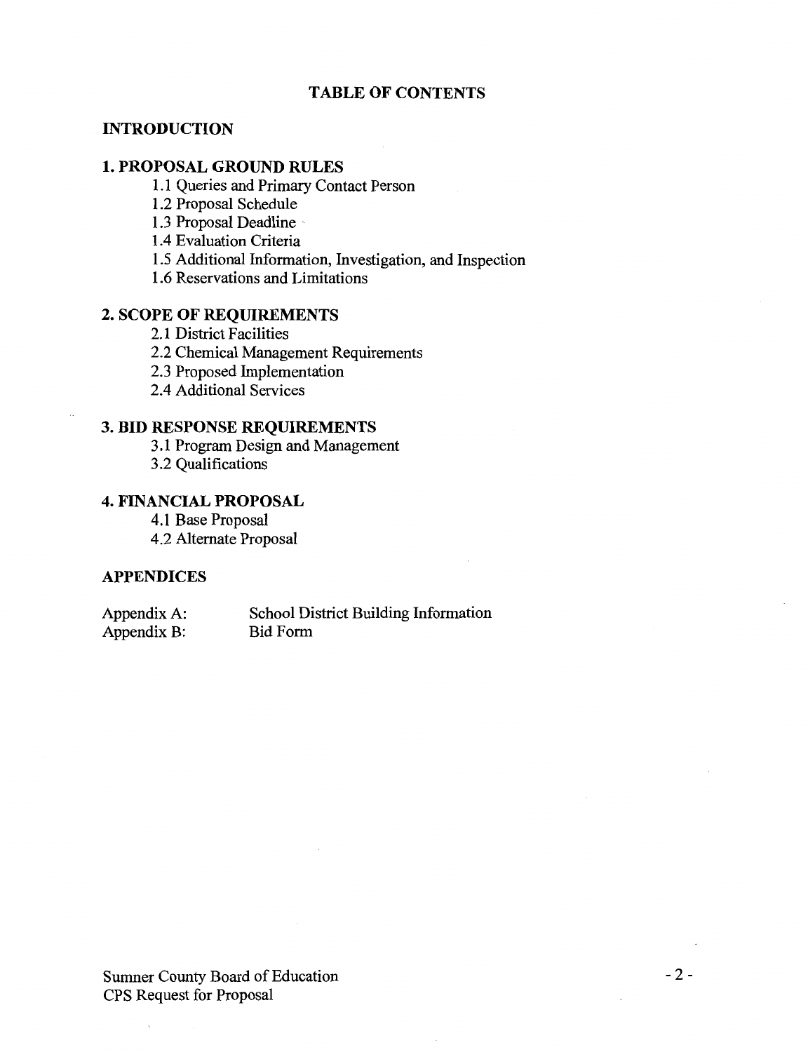# TABLE OF CONTENTS

## INTRODUCTION

## 1. PROPOSAL GROUND RULES

- 1.1 Queries and Primary Contact Person
- 1.2 Proposal Schedule
- 1.3 Proposal Deadline
- 1.4 Evaluation Criteria
- 1.5 Additional Information, Investigation, and Inspection
- 1.6 Reservations and Limitations

## 2. SCOPE OF REQUIREMENTS

- 2.1 District Facilities
- 2.2 Chemical Management Requirements
- 2.3 Proposed Implementation
- 2.4 Additional Services

## 3. BID RESPONSE REQUIREMENTS

- 3.1 Program Design and Management
- 3.2 Qualifications

## 4. FINANCIAL PROPOSAL

- 4.1 Base Proposal
- 4.2 Alternate Proposal

## APPENDICES

| | |
|---|---|
| Appendix A: | School District Building Information |
| Appendix B: | Bid Form |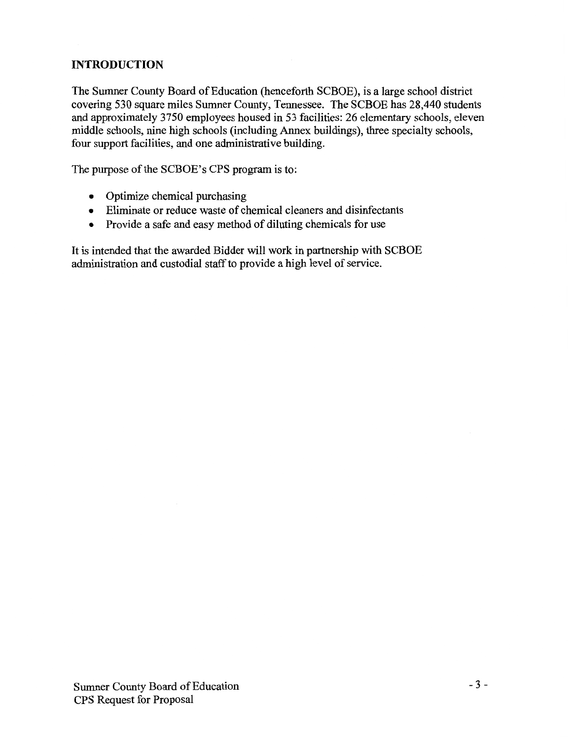## INTRODUCTION

The Sumner County Board of Education (henceforth SCBOE), is a large school district covering 530 square miles Sumner County, Tennessee. The SCBOE has 28,440 students and approximately 3750 employees housed in 53 facilities: 26 elementary schools, eleven middle schools, nine high schools (including Annex buildings), three specialty schools, four support facilities, and one administrative building.

The purpose of the SCBOE's CPS program is to:

- Optimize chemical purchasing
- Eliminate or reduce waste of chemical cleaners and disinfectants
- Provide a safe and easy method of diluting chemicals for use

It is intended that the awarded Bidder will work in partnership with SCBOE administration and custodial staff to provide a high level of service.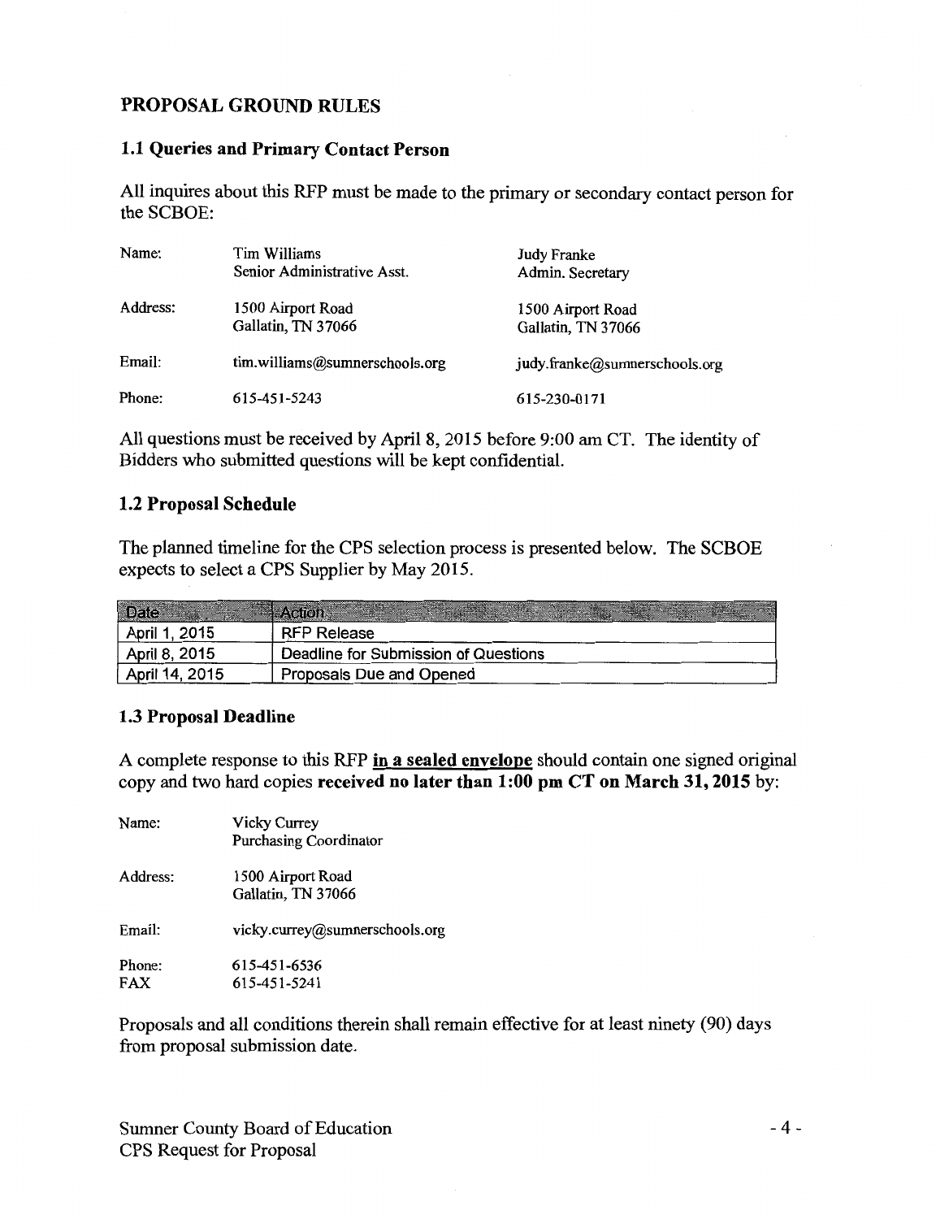## PROPOSAL GROUND RULES

### 1.1 Queries and Primary Contact Person

All inquires about this RFP must be made to the primary or secondary contact person for the SCBOE:

| | | |
|---|---|---|
| Name: | Tim Williams<br>Senior Administrative Asst. | Judy Franke<br>Admin. Secretary |
| Address: | 1500 Airport Road<br>Gallatin, TN 37066 | 1500 Airport Road<br>Gallatin, TN 37066 |
| Email: | tim.williams@sumnerschools.org | judy.franke@sumnerschools.org |
| Phone: | 615-451-5243 | 615-230-0171 |

All questions must be received by April 8, 2015 before 9:00 am CT. The identity of Bidders who submitted questions will be kept confidential.

### 1.2 Proposal Schedule

The planned timeline for the CPS selection process is presented below. The SCBOE expects to select a CPS Supplier by May 2015.

| Date | Action |
|---|---|
| April 1, 2015 | RFP Release |
| April 8, 2015 | Deadline for Submission of Questions |
| April 14, 2015 | Proposals Due and Opened |

### 1.3 Proposal Deadline

A complete response to this RFP **in a sealed envelope** should contain one signed original copy and two hard copies **received no later than 1:00 pm CT on March 31, 2015** by:

| | |
|---|---|
| Name: | Vicky Currey<br>Purchasing Coordinator |
| Address: | 1500 Airport Road<br>Gallatin, TN 37066 |
| Email: | vicky.currey@sumnerschools.org |
| Phone: | 615-451-6536 |
| FAX | 615-451-5241 |

Proposals and all conditions therein shall remain effective for at least ninety (90) days from proposal submission date.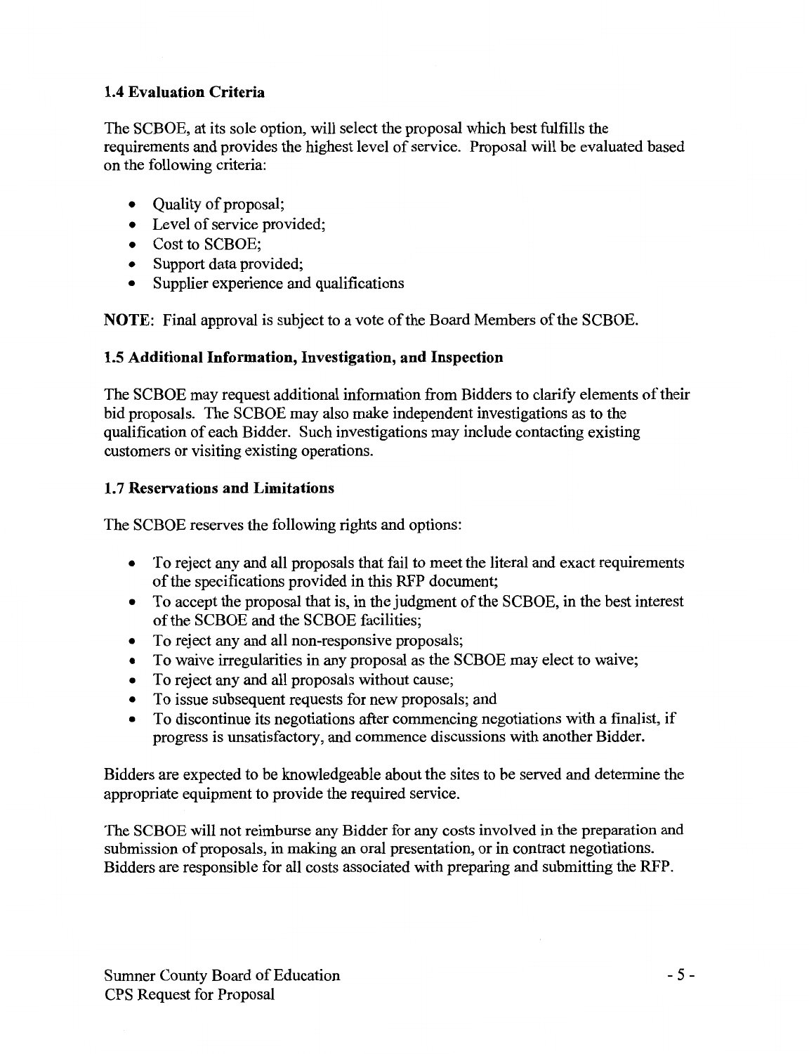### 1.4 Evaluation Criteria

The SCBOE, at its sole option, will select the proposal which best fulfills the requirements and provides the highest level of service. Proposal will be evaluated based on the following criteria:

- Quality of proposal;
- Level of service provided;
- Cost to SCBOE;
- Support data provided;
- Supplier experience and qualifications

**NOTE**: Final approval is subject to a vote of the Board Members of the SCBOE.

### 1.5 Additional Information, Investigation, and Inspection

The SCBOE may request additional information from Bidders to clarify elements of their bid proposals. The SCBOE may also make independent investigations as to the qualification of each Bidder. Such investigations may include contacting existing customers or visiting existing operations.

### 1.7 Reservations and Limitations

The SCBOE reserves the following rights and options:

- To reject any and all proposals that fail to meet the literal and exact requirements of the specifications provided in this RFP document;
- To accept the proposal that is, in the judgment of the SCBOE, in the best interest of the SCBOE and the SCBOE facilities;
- To reject any and all non-responsive proposals;
- To waive irregularities in any proposal as the SCBOE may elect to waive;
- To reject any and all proposals without cause;
- To issue subsequent requests for new proposals; and
- To discontinue its negotiations after commencing negotiations with a finalist, if progress is unsatisfactory, and commence discussions with another Bidder.

Bidders are expected to be knowledgeable about the sites to be served and determine the appropriate equipment to provide the required service.

The SCBOE will not reimburse any Bidder for any costs involved in the preparation and submission of proposals, in making an oral presentation, or in contract negotiations. Bidders are responsible for all costs associated with preparing and submitting the RFP.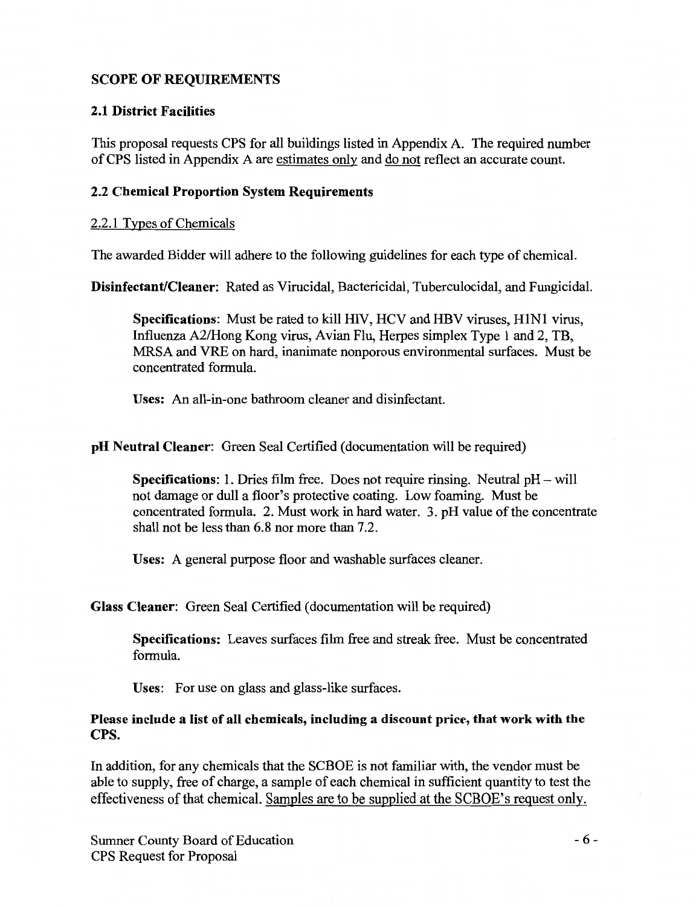## SCOPE OF REQUIREMENTS

### 2.1 District Facilities

This proposal requests CPS for all buildings listed in Appendix A. The required number of CPS listed in Appendix A are estimates only and do not reflect an accurate count.

### 2.2 Chemical Proportion System Requirements

2.2.1 Types of Chemicals

The awarded Bidder will adhere to the following guidelines for each type of chemical.

**Disinfectant/Cleaner**: Rated as Virucidal, Bactericidal, Tuberculocidal, and Fungicidal.

> **Specifications**: Must be rated to kill HIV, HCV and HBV viruses, H1N1 virus, Influenza A2/Hong Kong virus, Avian Flu, Herpes simplex Type 1 and 2, TB, MRSA and VRE on hard, inanimate nonporous environmental surfaces. Must be concentrated formula.
>
> **Uses:** An all-in-one bathroom cleaner and disinfectant.

**pH Neutral Cleaner**: Green Seal Certified (documentation will be required)

> **Specifications:** 1. Dries film free. Does not require rinsing. Neutral pH – will not damage or dull a floor's protective coating. Low foaming. Must be concentrated formula. 2. Must work in hard water. 3. pH value of the concentrate shall not be less than 6.8 nor more than 7.2.
>
> **Uses:** A general purpose floor and washable surfaces cleaner.

**Glass Cleaner**: Green Seal Certified (documentation will be required)

> **Specifications:** Leaves surfaces film free and streak free. Must be concentrated formula.
>
> **Uses**: For use on glass and glass-like surfaces.

**Please include a list of all chemicals, including a discount price, that work with the CPS.**

In addition, for any chemicals that the SCBOE is not familiar with, the vendor must be able to supply, free of charge, a sample of each chemical in sufficient quantity to test the effectiveness of that chemical. Samples are to be supplied at the SCBOE's request only.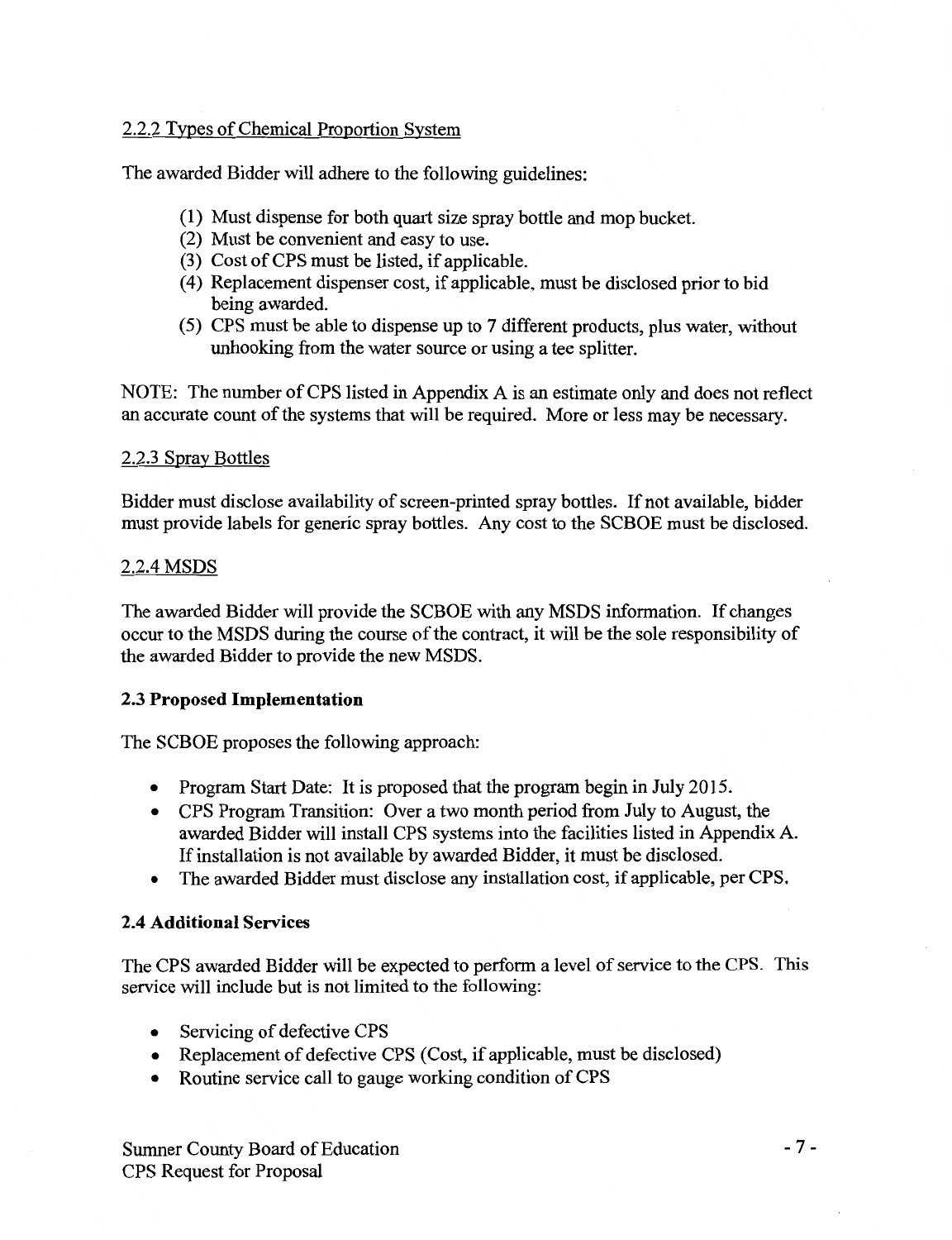### 2.2.2 Types of Chemical Proportion System

The awarded Bidder will adhere to the following guidelines:

(1) Must dispense for both quart size spray bottle and mop bucket.
(2) Must be convenient and easy to use.
(3) Cost of CPS must be listed, if applicable.
(4) Replacement dispenser cost, if applicable, must be disclosed prior to bid being awarded.
(5) CPS must be able to dispense up to 7 different products, plus water, without unhooking from the water source or using a tee splitter.

NOTE: The number of CPS listed in Appendix A is an estimate only and does not reflect an accurate count of the systems that will be required. More or less may be necessary.

### 2.2.3 Spray Bottles

Bidder must disclose availability of screen-printed spray bottles. If not available, bidder must provide labels for generic spray bottles. Any cost to the SCBOE must be disclosed.

### 2.2.4 MSDS

The awarded Bidder will provide the SCBOE with any MSDS information. If changes occur to the MSDS during the course of the contract, it will be the sole responsibility of the awarded Bidder to provide the new MSDS.

## 2.3 Proposed Implementation

The SCBOE proposes the following approach:

- Program Start Date: It is proposed that the program begin in July 2015.
- CPS Program Transition: Over a two month period from July to August, the awarded Bidder will install CPS systems into the facilities listed in Appendix A. If installation is not available by awarded Bidder, it must be disclosed.
- The awarded Bidder must disclose any installation cost, if applicable, per CPS.

## 2.4 Additional Services

The CPS awarded Bidder will be expected to perform a level of service to the CPS. This service will include but is not limited to the following:

- Servicing of defective CPS
- Replacement of defective CPS (Cost, if applicable, must be disclosed)
- Routine service call to gauge working condition of CPS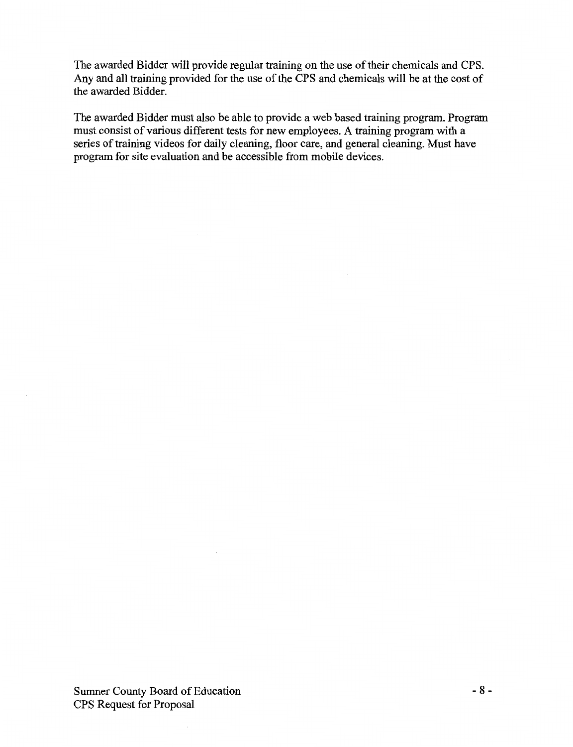The awarded Bidder will provide regular training on the use of their chemicals and CPS. Any and all training provided for the use of the CPS and chemicals will be at the cost of the awarded Bidder.

The awarded Bidder must also be able to provide a web based training program. Program must consist of various different tests for new employees. A training program with a series of training videos for daily cleaning, floor care, and general cleaning. Must have program for site evaluation and be accessible from mobile devices.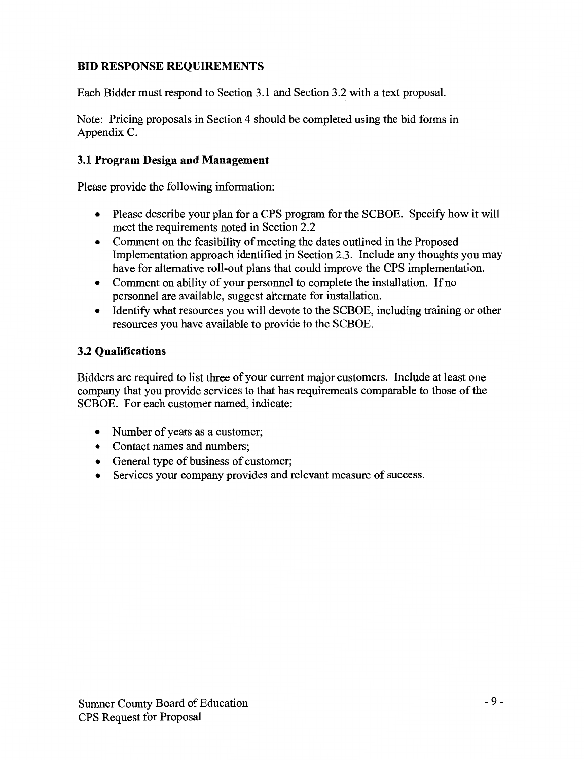## BID RESPONSE REQUIREMENTS

Each Bidder must respond to Section 3.1 and Section 3.2 with a text proposal.

Note: Pricing proposals in Section 4 should be completed using the bid forms in Appendix C.

### 3.1 Program Design and Management

Please provide the following information:

- Please describe your plan for a CPS program for the SCBOE. Specify how it will meet the requirements noted in Section 2.2
- Comment on the feasibility of meeting the dates outlined in the Proposed Implementation approach identified in Section 2.3. Include any thoughts you may have for alternative roll-out plans that could improve the CPS implementation.
- Comment on ability of your personnel to complete the installation. If no personnel are available, suggest alternate for installation.
- Identify what resources you will devote to the SCBOE, including training or other resources you have available to provide to the SCBOE.

### 3.2 Qualifications

Bidders are required to list three of your current major customers. Include at least one company that you provide services to that has requirements comparable to those of the SCBOE. For each customer named, indicate:

- Number of years as a customer;
- Contact names and numbers;
- General type of business of customer;
- Services your company provides and relevant measure of success.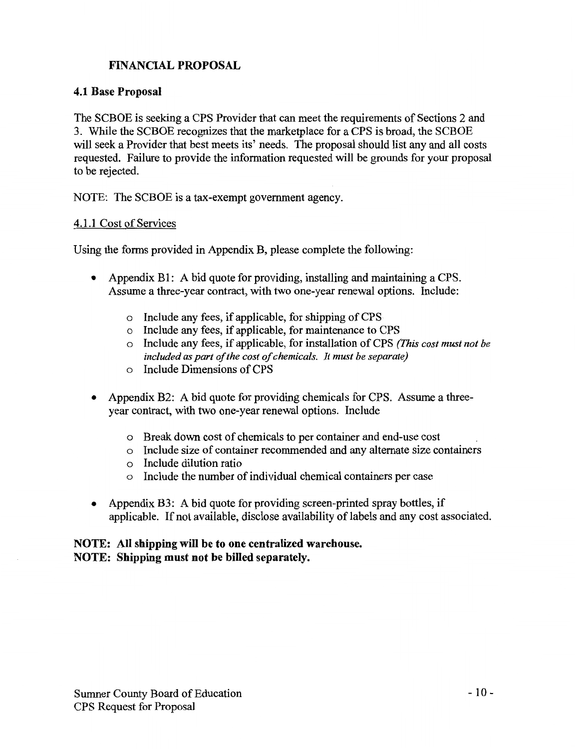## FINANCIAL PROPOSAL

### 4.1 Base Proposal

The SCBOE is seeking a CPS Provider that can meet the requirements of Sections 2 and 3. While the SCBOE recognizes that the marketplace for a CPS is broad, the SCBOE will seek a Provider that best meets its' needs. The proposal should list any and all costs requested. Failure to provide the information requested will be grounds for your proposal to be rejected.

NOTE: The SCBOE is a tax-exempt government agency.

4.1.1 Cost of Services

Using the forms provided in Appendix B, please complete the following:

- Appendix B1: A bid quote for providing, installing and maintaining a CPS. Assume a three-year contract, with two one-year renewal options. Include:
  - Include any fees, if applicable, for shipping of CPS
  - Include any fees, if applicable, for maintenance to CPS
  - Include any fees, if applicable, for installation of CPS *(This cost must not be included as part of the cost of chemicals. It must be separate)*
  - Include Dimensions of CPS

- Appendix B2: A bid quote for providing chemicals for CPS. Assume a three-year contract, with two one-year renewal options. Include
  - Break down cost of chemicals to per container and end-use cost
  - Include size of container recommended and any alternate size containers
  - Include dilution ratio
  - Include the number of individual chemical containers per case

- Appendix B3: A bid quote for providing screen-printed spray bottles, if applicable. If not available, disclose availability of labels and any cost associated.

**NOTE: All shipping will be to one centralized warehouse.**
**NOTE: Shipping must not be billed separately.**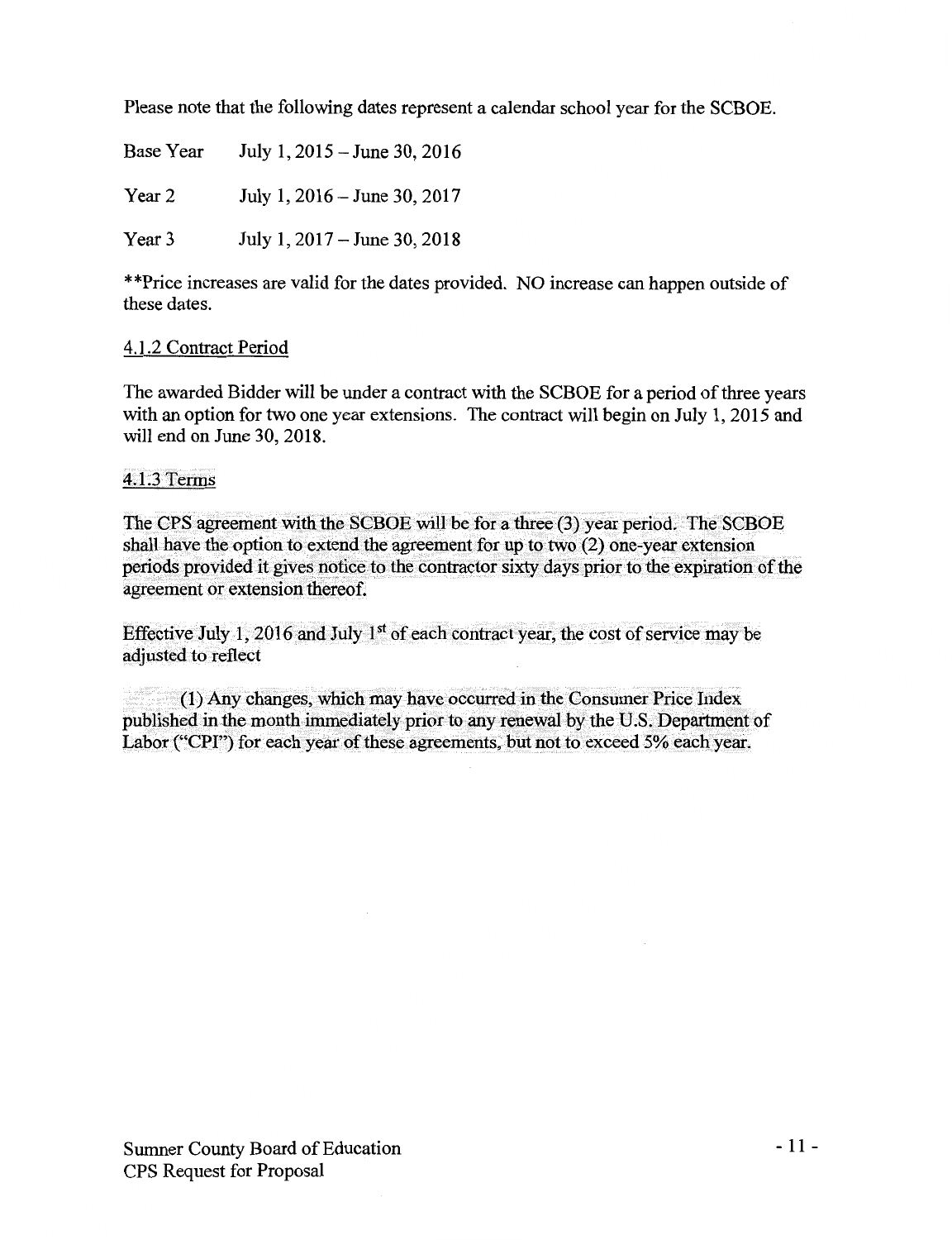Please note that the following dates represent a calendar school year for the SCBOE.

| | |
|---|---|
| Base Year | July 1, 2015 – June 30, 2016 |
| Year 2 | July 1, 2016 – June 30, 2017 |
| Year 3 | July 1, 2017 – June 30, 2018 |

**Price increases are valid for the dates provided. NO increase can happen outside of these dates.

4.1.2 Contract Period

The awarded Bidder will be under a contract with the SCBOE for a period of three years with an option for two one year extensions. The contract will begin on July 1, 2015 and will end on June 30, 2018.

4.1.3 Terms

The CPS agreement with the SCBOE will be for a three (3) year period. The SCBOE shall have the option to extend the agreement for up to two (2) one-year extension periods provided it gives notice to the contractor sixty days prior to the expiration of the agreement or extension thereof.

Effective July 1, 2016 and July 1st of each contract year, the cost of service may be adjusted to reflect

(1) Any changes, which may have occurred in the Consumer Price Index published in the month immediately prior to any renewal by the U.S. Department of Labor ("CPI") for each year of these agreements, but not to exceed 5% each year.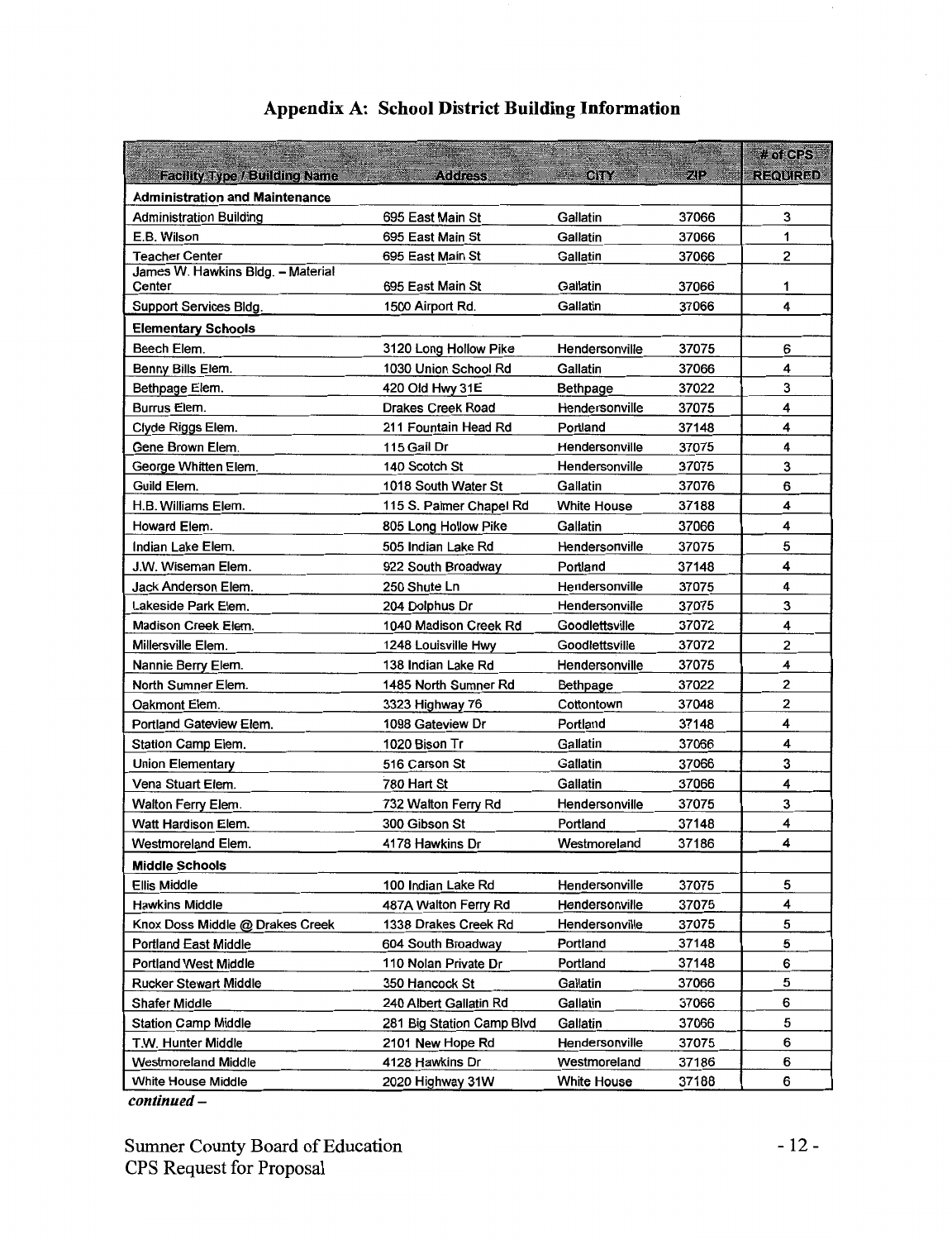# Appendix A: School District Building Information

| Facility Type / Building Name | Address | CITY | ZIP | # of CPS REQUIRED |
|---|---|---|---|---|
| **Administration and Maintenance** | | | | |
| Administration Building | 695 East Main St | Gallatin | 37066 | 3 |
| E.B. Wilson | 695 East Main St | Gallatin | 37066 | 1 |
| Teacher Center | 695 East Main St | Gallatin | 37066 | 2 |
| James W. Hawkins Bldg. – Material Center | 695 East Main St | Gallatin | 37066 | 1 |
| Support Services Bldg. | 1500 Airport Rd. | Gallatin | 37066 | 4 |
| **Elementary Schools** | | | | |
| Beech Elem. | 3120 Long Hollow Pike | Hendersonville | 37075 | 6 |
| Benny Bills Elem. | 1030 Union School Rd | Gallatin | 37066 | 4 |
| Bethpage Elem. | 420 Old Hwy 31E | Bethpage | 37022 | 3 |
| Burrus Elem. | Drakes Creek Road | Hendersonville | 37075 | 4 |
| Clyde Riggs Elem. | 211 Fountain Head Rd | Portland | 37148 | 4 |
| Gene Brown Elem. | 115 Gail Dr | Hendersonville | 37075 | 4 |
| George Whitten Elem. | 140 Scotch St | Hendersonville | 37075 | 3 |
| Guild Elem. | 1018 South Water St | Gallatin | 37076 | 6 |
| H.B. Williams Elem. | 115 S. Palmer Chapel Rd | White House | 37188 | 4 |
| Howard Elem. | 805 Long Hollow Pike | Gallatin | 37066 | 4 |
| Indian Lake Elem. | 505 Indian Lake Rd | Hendersonville | 37075 | 5 |
| J.W. Wiseman Elem. | 922 South Broadway | Portland | 37148 | 4 |
| Jack Anderson Elem. | 250 Shute Ln | Hendersonville | 37075 | 4 |
| Lakeside Park Elem. | 204 Dolphus Dr | Hendersonville | 37075 | 3 |
| Madison Creek Elem. | 1040 Madison Creek Rd | Goodlettsville | 37072 | 4 |
| Millersville Elem. | 1248 Louisville Hwy | Goodlettsville | 37072 | 2 |
| Nannie Berry Elem. | 138 Indian Lake Rd | Hendersonville | 37075 | 4 |
| North Sumner Elem. | 1485 North Sumner Rd | Bethpage | 37022 | 2 |
| Oakmont Elem. | 3323 Highway 76 | Cottontown | 37048 | 2 |
| Portland Gateview Elem. | 1098 Gateview Dr | Portland | 37148 | 4 |
| Station Camp Elem. | 1020 Bison Tr | Gallatin | 37066 | 4 |
| Union Elementary | 516 Carson St | Gallatin | 37066 | 3 |
| Vena Stuart Elem. | 780 Hart St | Gallatin | 37066 | 4 |
| Walton Ferry Elem. | 732 Walton Ferry Rd | Hendersonville | 37075 | 3 |
| Watt Hardison Elem. | 300 Gibson St | Portland | 37148 | 4 |
| Westmoreland Elem. | 4178 Hawkins Dr | Westmoreland | 37186 | 4 |
| **Middle Schools** | | | | |
| Ellis Middle | 100 Indian Lake Rd | Hendersonville | 37075 | 5 |
| Hawkins Middle | 487A Walton Ferry Rd | Hendersonville | 37075 | 4 |
| Knox Doss Middle @ Drakes Creek | 1338 Drakes Creek Rd | Hendersonville | 37075 | 5 |
| Portland East Middle | 604 South Broadway | Portland | 37148 | 5 |
| Portland West Middle | 110 Nolan Private Dr | Portland | 37148 | 6 |
| Rucker Stewart Middle | 350 Hancock St | Gallatin | 37066 | 5 |
| Shafer Middle | 240 Albert Gallatin Rd | Gallatin | 37066 | 6 |
| Station Camp Middle | 281 Big Station Camp Blvd | Gallatin | 37066 | 5 |
| T.W. Hunter Middle | 2101 New Hope Rd | Hendersonville | 37075 | 6 |
| Westmoreland Middle | 4128 Hawkins Dr | Westmoreland | 37186 | 6 |
| White House Middle | 2020 Highway 31W | White House | 37188 | 6 |

*continued –*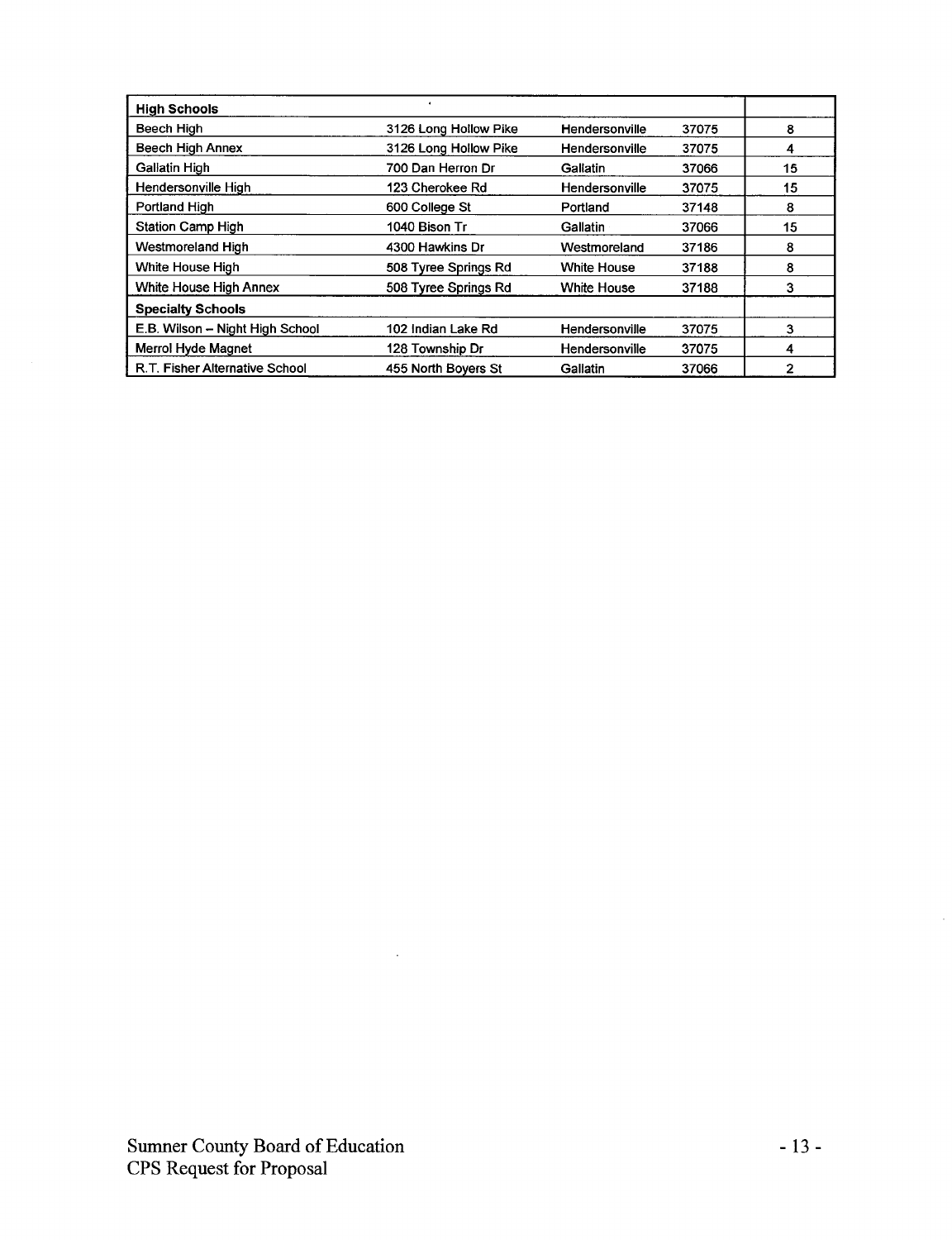| High Schools | | | | |
|---|---|---|---|---|
| Beech High | 3126 Long Hollow Pike | Hendersonville | 37075 | 8 |
| Beech High Annex | 3126 Long Hollow Pike | Hendersonville | 37075 | 4 |
| Gallatin High | 700 Dan Herron Dr | Gallatin | 37066 | 15 |
| Hendersonville High | 123 Cherokee Rd | Hendersonville | 37075 | 15 |
| Portland High | 600 College St | Portland | 37148 | 8 |
| Station Camp High | 1040 Bison Tr | Gallatin | 37066 | 15 |
| Westmoreland High | 4300 Hawkins Dr | Westmoreland | 37186 | 8 |
| White House High | 508 Tyree Springs Rd | White House | 37188 | 8 |
| White House High Annex | 508 Tyree Springs Rd | White House | 37188 | 3 |
| **Specialty Schools** | | | | |
| E.B. Wilson – Night High School | 102 Indian Lake Rd | Hendersonville | 37075 | 3 |
| Merrol Hyde Magnet | 128 Township Dr | Hendersonville | 37075 | 4 |
| R.T. Fisher Alternative School | 455 North Boyers St | Gallatin | 37066 | 2 |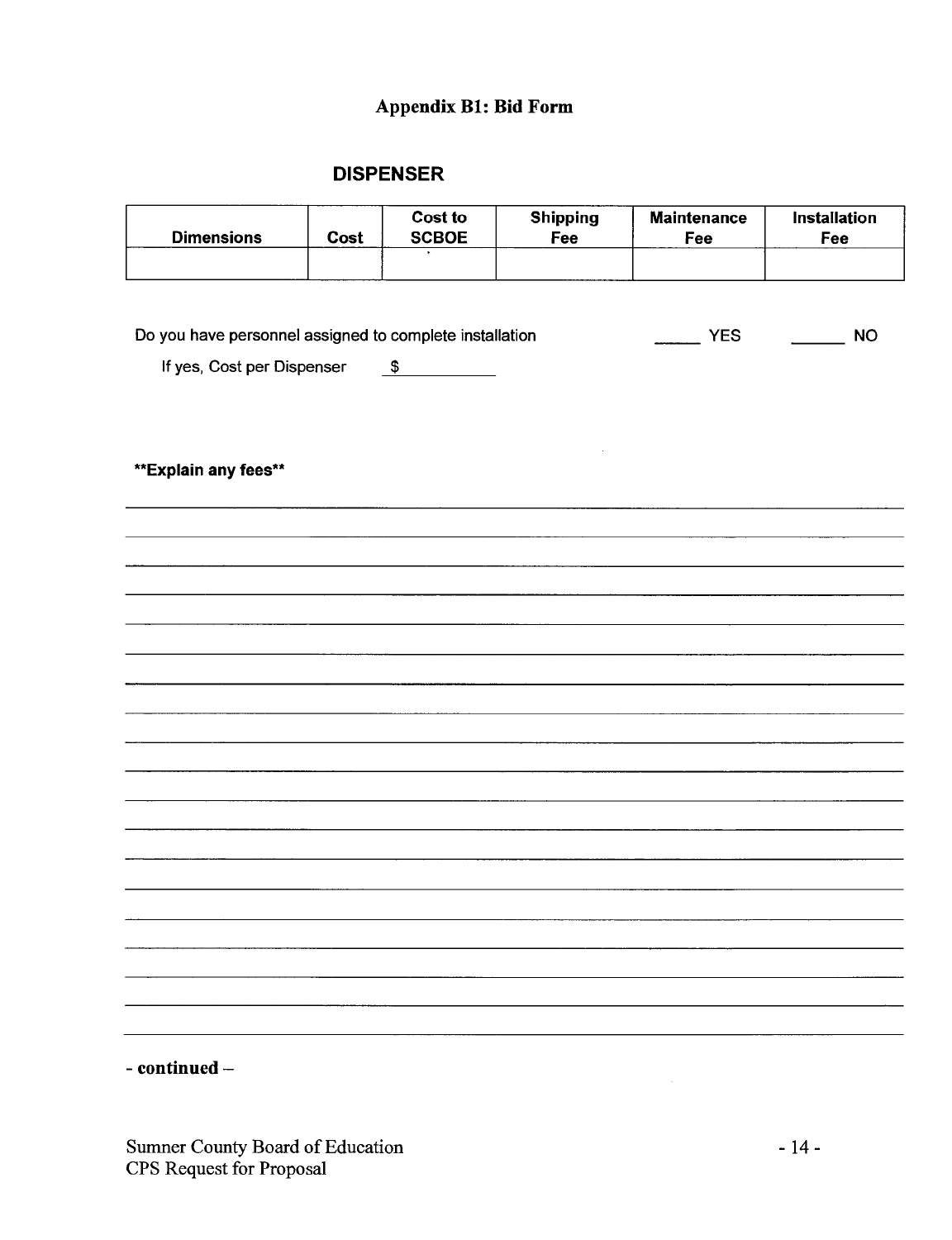# Appendix B1: Bid Form

## DISPENSER

| Dimensions | Cost | Cost to SCBOE | Shipping Fee | Maintenance Fee | Installation Fee |
|---|---|---|---|---|---|
| | | | | | |

Do you have personnel assigned to complete installation _____ YES ______ NO

If yes, Cost per Dispenser $__________

**Explain any fees**

________________________________________________________________________________

________________________________________________________________________________

________________________________________________________________________________

________________________________________________________________________________

________________________________________________________________________________

________________________________________________________________________________

________________________________________________________________________________

________________________________________________________________________________

________________________________________________________________________________

________________________________________________________________________________

________________________________________________________________________________

________________________________________________________________________________

________________________________________________________________________________

________________________________________________________________________________

________________________________________________________________________________

________________________________________________________________________________

________________________________________________________________________________

________________________________________________________________________________

**- continued –**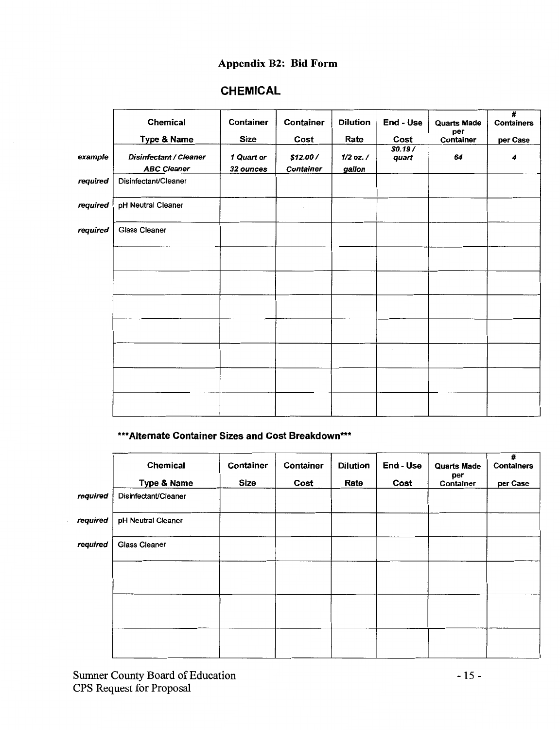## Appendix B2: Bid Form

### CHEMICAL

| | Chemical Type & Name | Container Size | Container Cost | Dilution Rate | End - Use Cost | Quarts Made per Container | # Containers per Case |
|---|---|---|---|---|---|---|---|
| *example* | ***Disinfectant / Cleaner*** ***ABC Cleaner*** | ***1 Quart or 32 ounces*** | ***$12.00 / Container*** | ***1/2 oz. / gallon*** | ***$0.19 / quart*** | ***64*** | ***4*** |
| *required* | Disinfectant/Cleaner | | | | | | |
| *required* | pH Neutral Cleaner | | | | | | |
| *required* | Glass Cleaner | | | | | | |
| | | | | | | | |
| | | | | | | | |
| | | | | | | | |
| | | | | | | | |
| | | | | | | | |
| | | | | | | | |
| | | | | | | | |

**\*\*\*Alternate Container Sizes and Cost Breakdown\*\*\***

| | Chemical Type & Name | Container Size | Container Cost | Dilution Rate | End - Use Cost | Quarts Made per Container | # Containers per Case |
|---|---|---|---|---|---|---|---|
| *required* | Disinfectant/Cleaner | | | | | | |
| *required* | pH Neutral Cleaner | | | | | | |
| *required* | Glass Cleaner | | | | | | |
| | | | | | | | |
| | | | | | | | |
| | | | | | | | |

Sumner County Board of Education
CPS Request for Proposal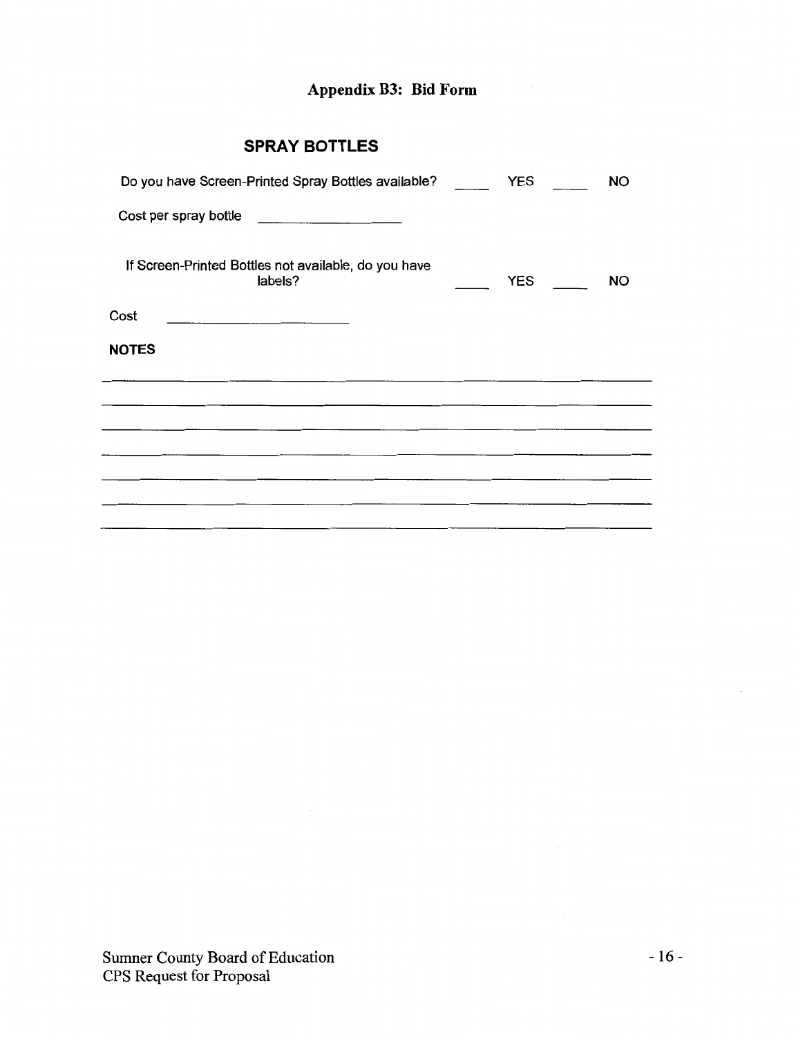# Appendix B3: Bid Form

## SPRAY BOTTLES

Do you have Screen-Printed Spray Bottles available? _____ YES _____ NO

Cost per spray bottle ____________________

If Screen-Printed Bottles not available, do you have labels? _____ YES _____ NO

Cost ________________________

**NOTES**

______________________________________________________________________________

______________________________________________________________________________

______________________________________________________________________________

______________________________________________________________________________

______________________________________________________________________________

______________________________________________________________________________

______________________________________________________________________________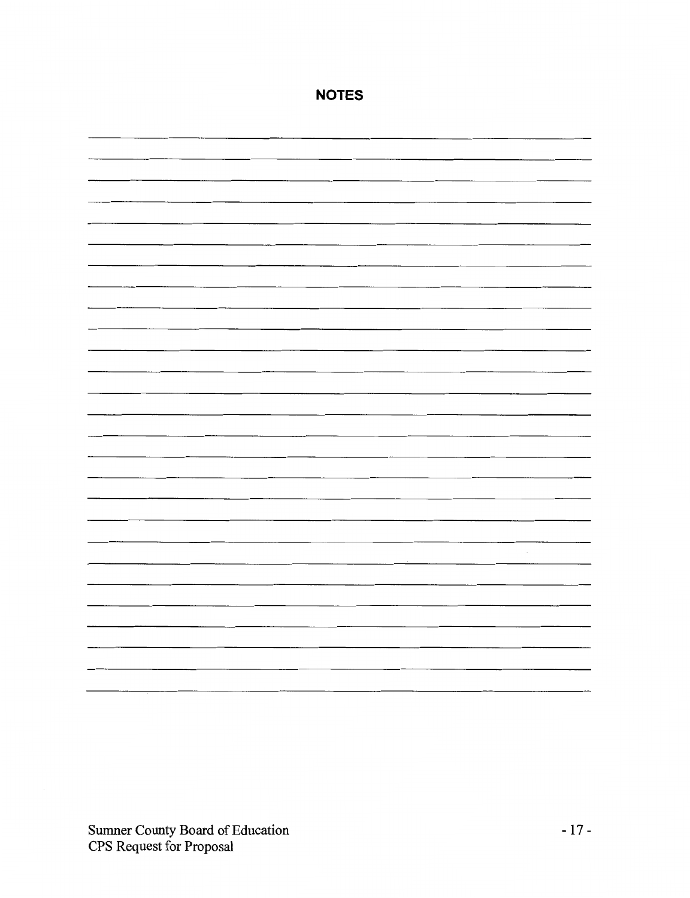# NOTES